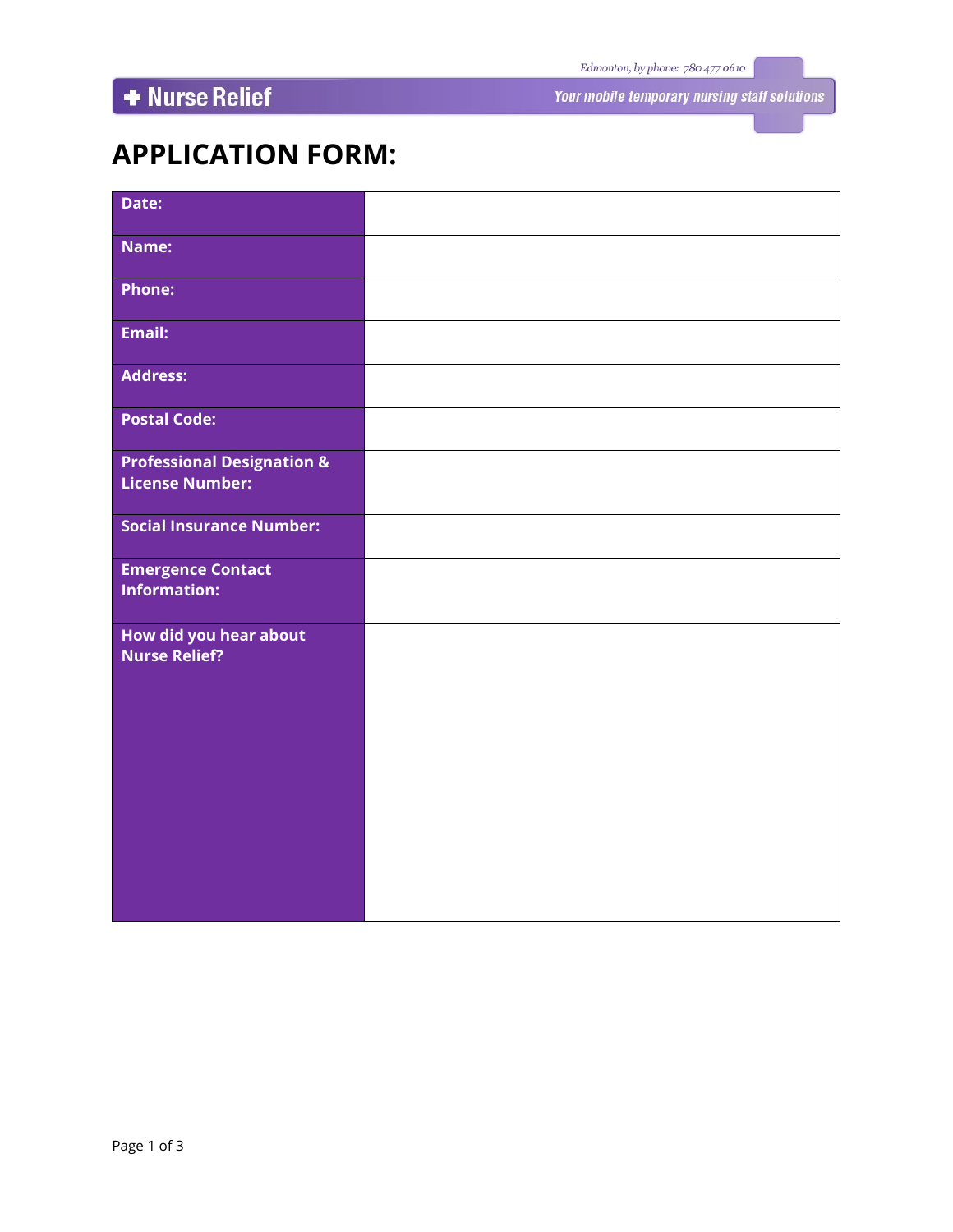Edmonton, by phone: 780 477 0610

**+ Nurse Relief** *Your mobile temporary nursing staff solutions*

# APPLICATION FORM:

| | |
|---|---|
| **Date:** | |
| **Name:** | |
| **Phone:** | |
| **Email:** | |
| **Address:** | |
| **Postal Code:** | |
| **Professional Designation & License Number:** | |
| **Social Insurance Number:** | |
| **Emergence Contact Information:** | |
| **How did you hear about Nurse Relief?** | |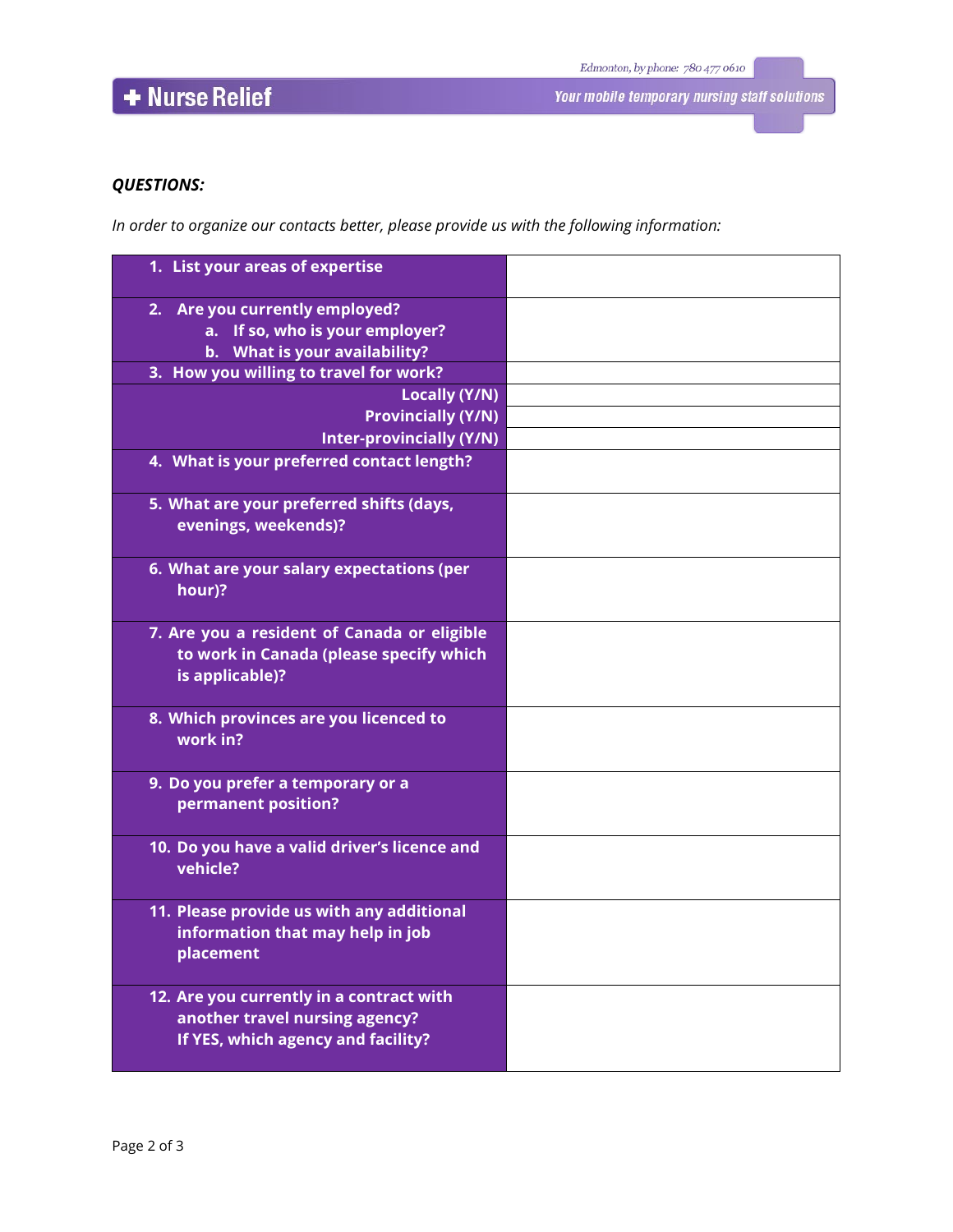***QUESTIONS:***

*In order to organize our contacts better, please provide us with the following information:*

| | |
|---|---|
| **1. List your areas of expertise** | |
| **2. Are you currently employed?**<br>**a. If so, who is your employer?**<br>**b. What is your availability?** | |
| **3. How you willing to travel for work?** | |
| **Locally (Y/N)** | |
| **Provincially (Y/N)** | |
| **Inter-provincially (Y/N)** | |
| **4. What is your preferred contact length?** | |
| **5. What are your preferred shifts (days, evenings, weekends)?** | |
| **6. What are your salary expectations (per hour)?** | |
| **7. Are you a resident of Canada or eligible to work in Canada (please specify which is applicable)?** | |
| **8. Which provinces are you licenced to work in?** | |
| **9. Do you prefer a temporary or a permanent position?** | |
| **10. Do you have a valid driver's licence and vehicle?** | |
| **11. Please provide us with any additional information that may help in job placement** | |
| **12. Are you currently in a contract with another travel nursing agency? If YES, which agency and facility?** | |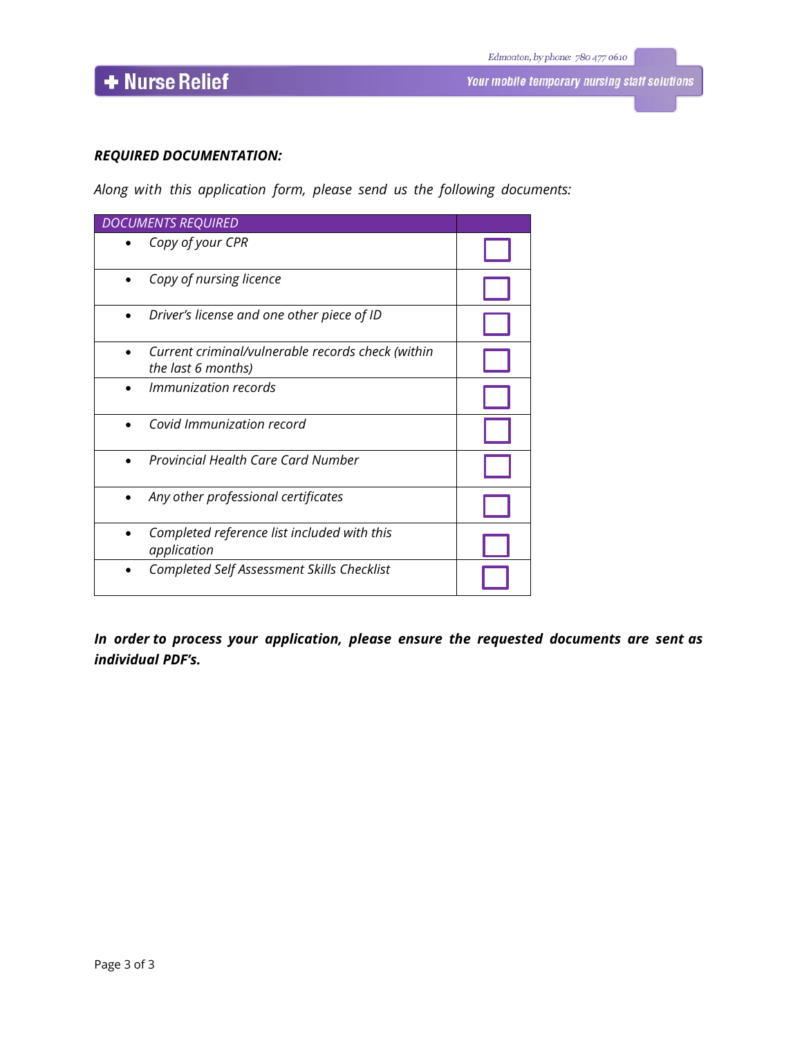***REQUIRED DOCUMENTATION:***

*Along with this application form, please send us the following documents:*

| *DOCUMENTS REQUIRED* | |
|---|---|
| • *Copy of your CPR* | ☐ |
| • *Copy of nursing licence* | ☐ |
| • *Driver's license and one other piece of ID* | ☐ |
| • *Current criminal/vulnerable records check (within the last 6 months)* | ☐ |
| • *Immunization records* | ☐ |
| • *Covid Immunization record* | ☐ |
| • *Provincial Health Care Card Number* | ☐ |
| • *Any other professional certificates* | ☐ |
| • *Completed reference list included with this application* | ☐ |
| • *Completed Self Assessment Skills Checklist* | ☐ |

***In order to process your application, please ensure the requested documents are sent as individual PDF's.***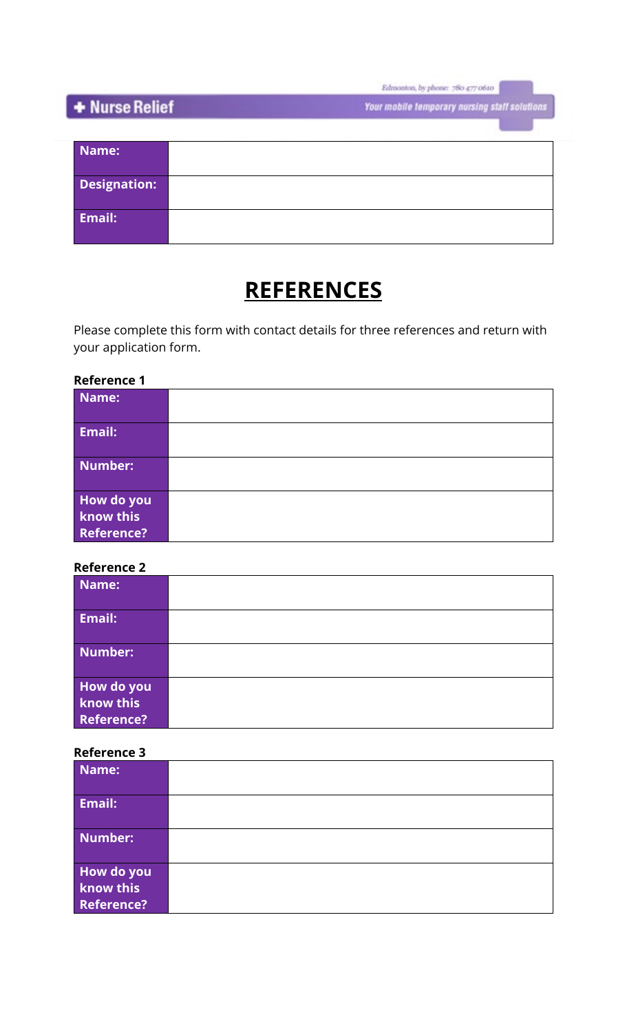Edmonton, by phone: 780 477 0610

**+ Nurse Relief**

*Your mobile temporary nursing staff solutions*

| | |
|---|---|
| **Name:** | |
| **Designation:** | |
| **Email:** | |

# REFERENCES

Please complete this form with contact details for three references and return with your application form.

**Reference 1**

| | |
|---|---|
| **Name:** | |
| **Email:** | |
| **Number:** | |
| **How do you know this Reference?** | |

**Reference 2**

| | |
|---|---|
| **Name:** | |
| **Email:** | |
| **Number:** | |
| **How do you know this Reference?** | |

**Reference 3**

| | |
|---|---|
| **Name:** | |
| **Email:** | |
| **Number:** | |
| **How do you know this Reference?** | |